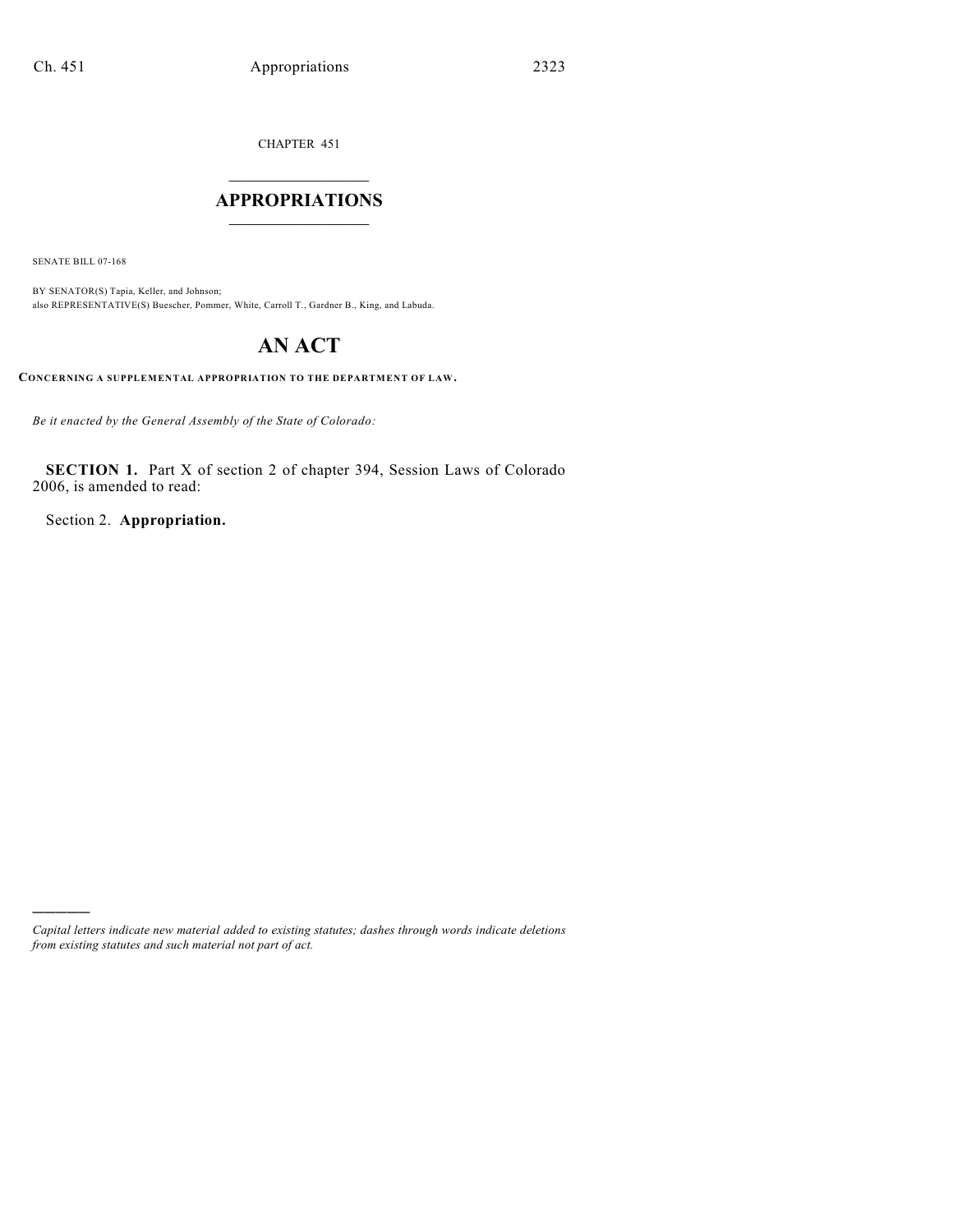CHAPTER 451

# APPROPRIATIONS

SENATE BILL 07-168

BY SENATOR(S) Tapia, Keller, and Johnson;
also REPRESENTATIVE(S) Buescher, Pommer, White, Carroll T., Gardner B., King, and Labuda.

# AN ACT

**CONCERNING A SUPPLEMENTAL APPROPRIATION TO THE DEPARTMENT OF LAW.**

*Be it enacted by the General Assembly of the State of Colorado:*

**SECTION 1.** Part X of section 2 of chapter 394, Session Laws of Colorado 2006, is amended to read:

Section 2. **Appropriation.**

*Capital letters indicate new material added to existing statutes; dashes through words indicate deletions from existing statutes and such material not part of act.*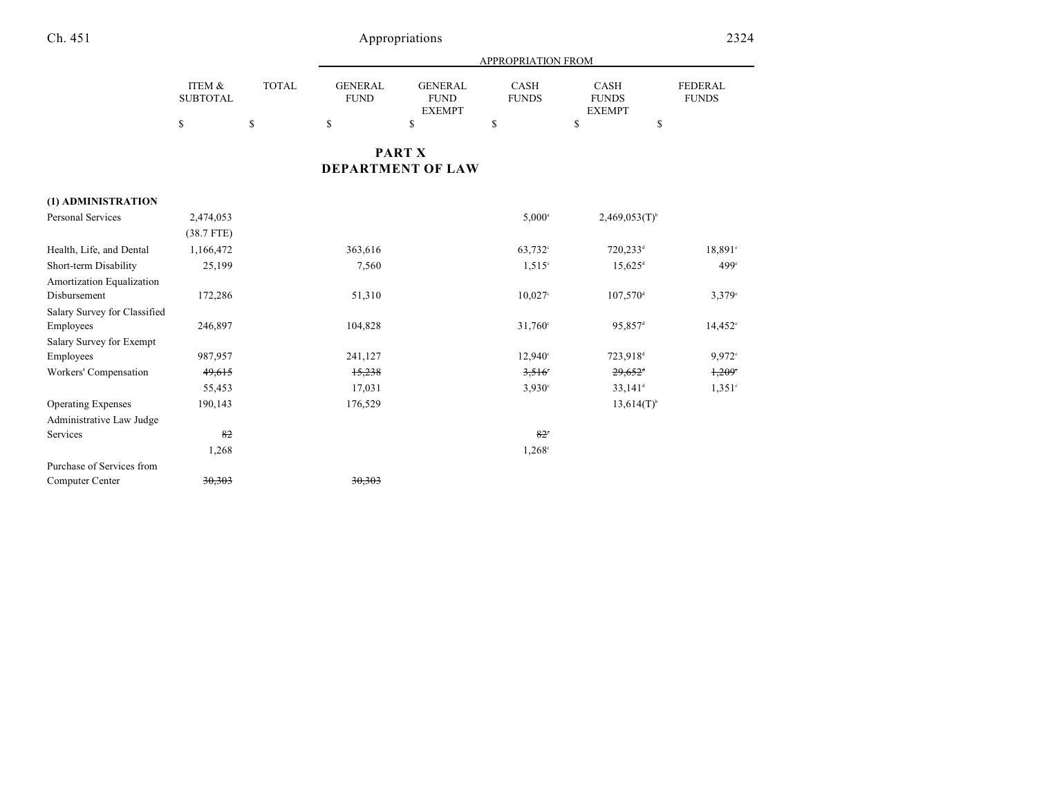## PART X
## DEPARTMENT OF LAW

| | ITEM & SUBTOTAL | TOTAL | GENERAL FUND | GENERAL FUND EXEMPT | CASH FUNDS | CASH FUNDS EXEMPT | FEDERAL FUNDS |
|---|---|---|---|---|---|---|---|
| | | | APPROPRIATION FROM | | | | |
| | $ | $ | $ | $ | $ | $ | $ |
| **(1) ADMINISTRATION** | | | | | | | |
| Personal Services | 2,474,053 | | | | 5,000[a] | 2,469,053(T)[b] | |
| | (38.7 FTE) | | | | | | |
| Health, Life, and Dental | 1,166,472 | | 363,616 | | 63,732[c] | 720,233[d] | 18,891[e] |
| Short-term Disability | 25,199 | | 7,560 | | 1,515[c] | 15,625[d] | 499[e] |
| Amortization Equalization Disbursement | 172,286 | | 51,310 | | 10,027[c] | 107,570[d] | 3,379[e] |
| Salary Survey for Classified Employees | 246,897 | | 104,828 | | 31,760[c] | 95,857[d] | 14,452[e] |
| Salary Survey for Exempt Employees | 987,957 | | 241,127 | | 12,940[c] | 723,918[d] | 9,972[e] |
| Workers' Compensation | ~~49,615~~ | | ~~15,238~~ | | ~~3,516[c]~~ | ~~29,652[d]~~ | ~~1,209[e]~~ |
| | 55,453 | | 17,031 | | 3,930[c] | 33,141[d] | 1,351[e] |
| Operating Expenses | 190,143 | | 176,529 | | | 13,614(T)[b] | |
| Administrative Law Judge Services | ~~82~~ | | | | ~~82[c]~~ | | |
| | 1,268 | | | | 1,268[c] | | |
| Purchase of Services from Computer Center | ~~30,303~~ | | ~~30,303~~ | | | | |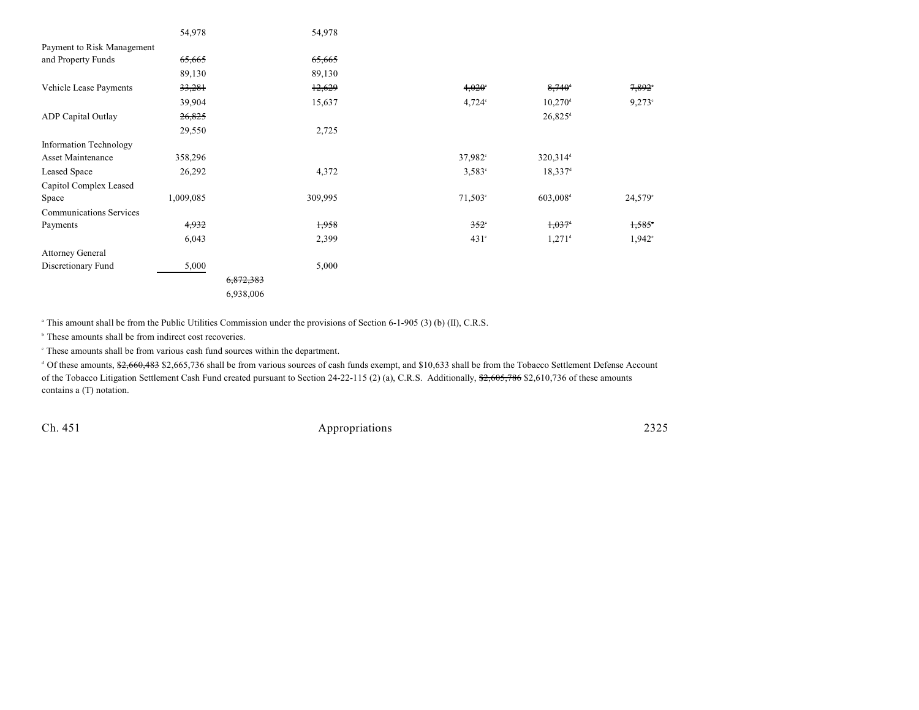| | | | | | | |
|---|---|---|---|---|---|---|
| | 54,978 | | 54,978 | | | |
| Payment to Risk Management and Property Funds | ~~65,665~~ | | ~~65,665~~ | | | |
| | 89,130 | | 89,130 | | | |
| Vehicle Lease Payments | ~~33,281~~ | | ~~12,629~~ | ~~4,020~~[c] | ~~8,740~~[d] | ~~7,892~~[e] |
| | 39,904 | | 15,637 | 4,724[c] | 10,270[d] | 9,273[e] |
| ADP Capital Outlay | ~~26,825~~ | | | | 26,825[d] | |
| | 29,550 | | 2,725 | | | |
| Information Technology Asset Maintenance | 358,296 | | | 37,982[c] | 320,314[d] | |
| Leased Space | 26,292 | | 4,372 | 3,583[c] | 18,337[d] | |
| Capitol Complex Leased Space | 1,009,085 | | 309,995 | 71,503[c] | 603,008[d] | 24,579[e] |
| Communications Services Payments | ~~4,932~~ | | ~~1,958~~ | ~~352~~[c] | ~~1,037~~[d] | ~~1,585~~[e] |
| | 6,043 | | 2,399 | 431[c] | 1,271[d] | 1,942[e] |
| Attorney General Discretionary Fund | 5,000 | | 5,000 | | | |
| | | ~~6,872,383~~ | | | | |
| | | 6,938,006 | | | | |

[a] This amount shall be from the Public Utilities Commission under the provisions of Section 6-1-905 (3) (b) (II), C.R.S.

[b] These amounts shall be from indirect cost recoveries.

[c] These amounts shall be from various cash fund sources within the department.

[d] Of these amounts, ~~$2,660,483~~ $2,665,736 shall be from various sources of cash funds exempt, and $10,633 shall be from the Tobacco Settlement Defense Account of the Tobacco Litigation Settlement Cash Fund created pursuant to Section 24-22-115 (2) (a), C.R.S. Additionally, ~~$2,605,786~~ $2,610,736 of these amounts contains a (T) notation.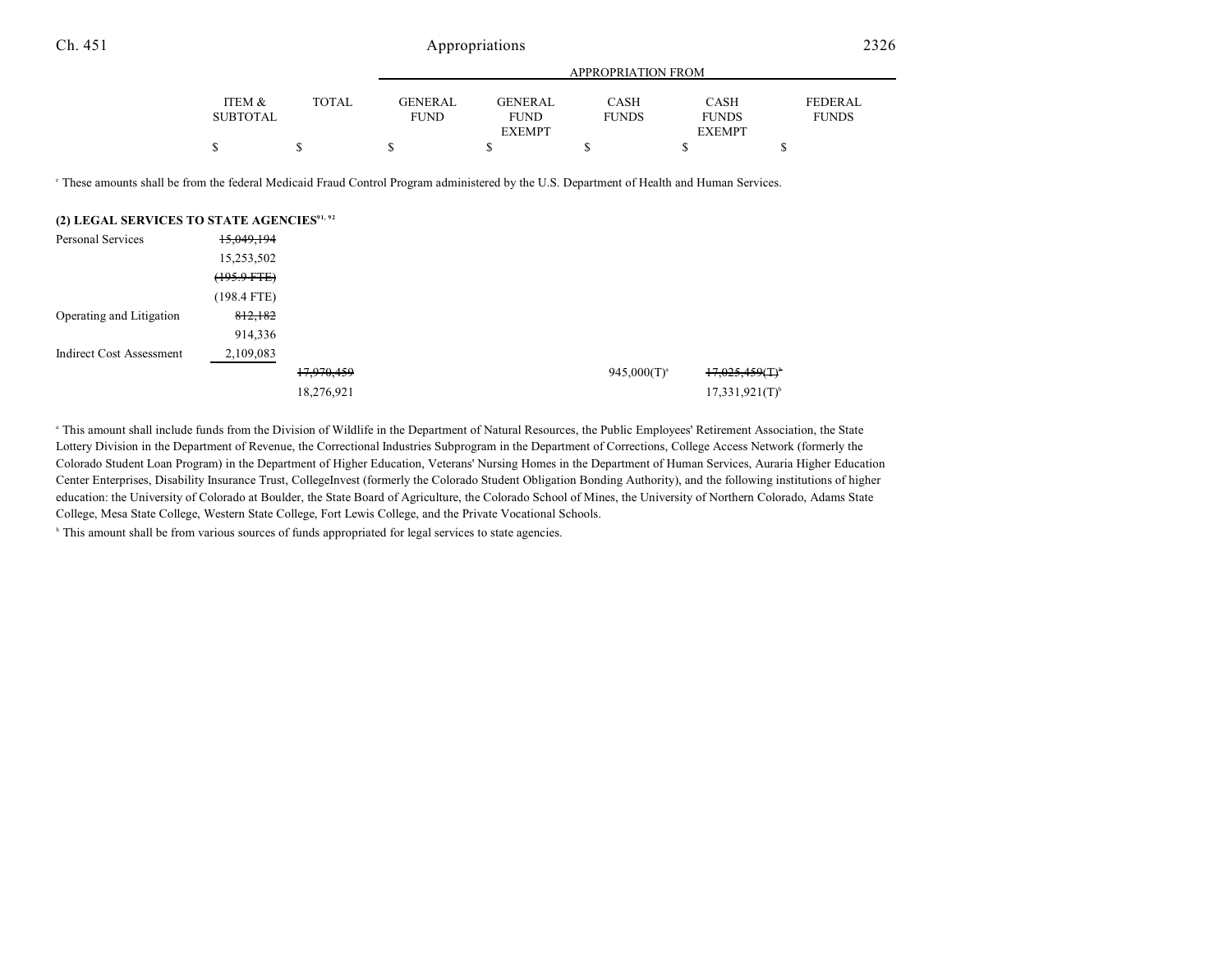| | ITEM & SUBTOTAL | TOTAL | APPROPRIATION FROM GENERAL FUND | GENERAL FUND EXEMPT | CASH FUNDS | CASH FUNDS EXEMPT | FEDERAL FUNDS |
|---|---|---|---|---|---|---|---|
| | $ | $ | $ | $ | $ | $ | $ |

[c] These amounts shall be from the federal Medicaid Fraud Control Program administered by the U.S. Department of Health and Human Services.

| | ITEM & SUBTOTAL | TOTAL | GENERAL FUND | GENERAL FUND EXEMPT | CASH FUNDS | CASH FUNDS EXEMPT | FEDERAL FUNDS |
|---|---|---|---|---|---|---|---|
| **(2) LEGAL SERVICES TO STATE AGENCIES**[91, 92] | | | | | | | |
| Personal Services | ~~15,049,194~~ | | | | | | |
| | 15,253,502 | | | | | | |
| | ~~(195.9 FTE)~~ | | | | | | |
| | (198.4 FTE) | | | | | | |
| Operating and Litigation | ~~812,182~~ | | | | | | |
| | 914,336 | | | | | | |
| Indirect Cost Assessment | 2,109,083 | | | | | | |
| | | ~~17,970,459~~ | | | 945,000(T)[a] | ~~17,025,459(T)~~[b] | |
| | | 18,276,921 | | | | 17,331,921(T)[b] | |

[a] This amount shall include funds from the Division of Wildlife in the Department of Natural Resources, the Public Employees' Retirement Association, the State Lottery Division in the Department of Revenue, the Correctional Industries Subprogram in the Department of Corrections, College Access Network (formerly the Colorado Student Loan Program) in the Department of Higher Education, Veterans' Nursing Homes in the Department of Human Services, Auraria Higher Education Center Enterprises, Disability Insurance Trust, CollegeInvest (formerly the Colorado Student Obligation Bonding Authority), and the following institutions of higher education: the University of Colorado at Boulder, the State Board of Agriculture, the Colorado School of Mines, the University of Northern Colorado, Adams State College, Mesa State College, Western State College, Fort Lewis College, and the Private Vocational Schools.

[b] This amount shall be from various sources of funds appropriated for legal services to state agencies.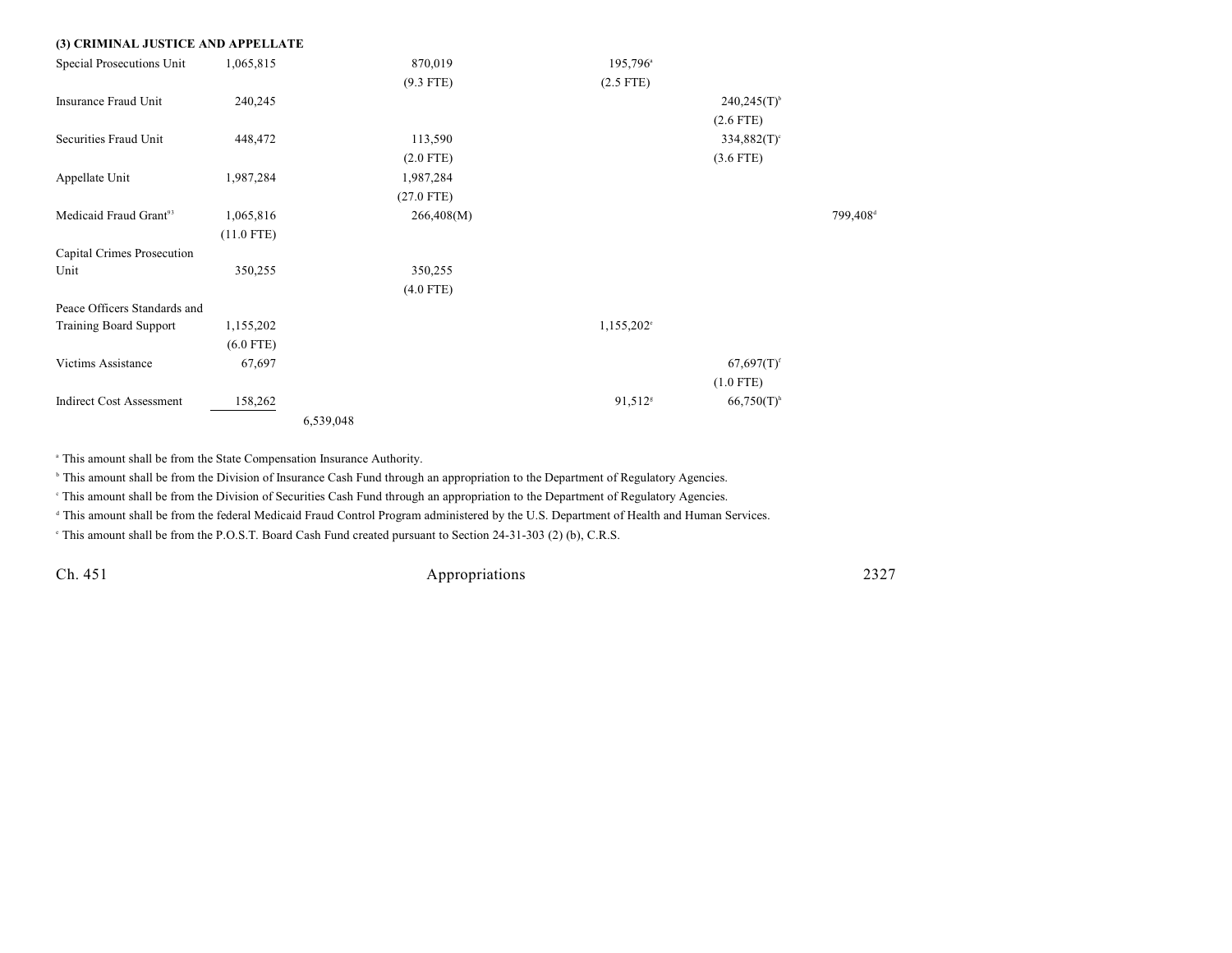**(3) CRIMINAL JUSTICE AND APPELLATE**

| | | | | | | |
|---|---|---|---|---|---|---|
| Special Prosecutions Unit | 1,065,815 | | 870,019 | 195,796[a] | | |
| | | | (9.3 FTE) | (2.5 FTE) | | |
| Insurance Fraud Unit | 240,245 | | | | 240,245(T)[b] | |
| | | | | | (2.6 FTE) | |
| Securities Fraud Unit | 448,472 | | 113,590 | | 334,882(T)[c] | |
| | | | (2.0 FTE) | | (3.6 FTE) | |
| Appellate Unit | 1,987,284 | | 1,987,284 | | | |
| | | | (27.0 FTE) | | | |
| Medicaid Fraud Grant[93] | 1,065,816 | | 266,408(M) | | | 799,408[d] |
| | (11.0 FTE) | | | | | |
| Capital Crimes Prosecution Unit | 350,255 | | 350,255 | | | |
| | | | (4.0 FTE) | | | |
| Peace Officers Standards and Training Board Support | 1,155,202 | | | 1,155,202[e] | | |
| | (6.0 FTE) | | | | | |
| Victims Assistance | 67,697 | | | | 67,697(T)[f] | |
| | | | | | (1.0 FTE) | |
| Indirect Cost Assessment | 158,262 | | | 91,512[g] | 66,750(T)[h] | |
| | | 6,539,048 | | | | |

[a] This amount shall be from the State Compensation Insurance Authority.

[b] This amount shall be from the Division of Insurance Cash Fund through an appropriation to the Department of Regulatory Agencies.

[c] This amount shall be from the Division of Securities Cash Fund through an appropriation to the Department of Regulatory Agencies.

[d] This amount shall be from the federal Medicaid Fraud Control Program administered by the U.S. Department of Health and Human Services.

[e] This amount shall be from the P.O.S.T. Board Cash Fund created pursuant to Section 24-31-303 (2) (b), C.R.S.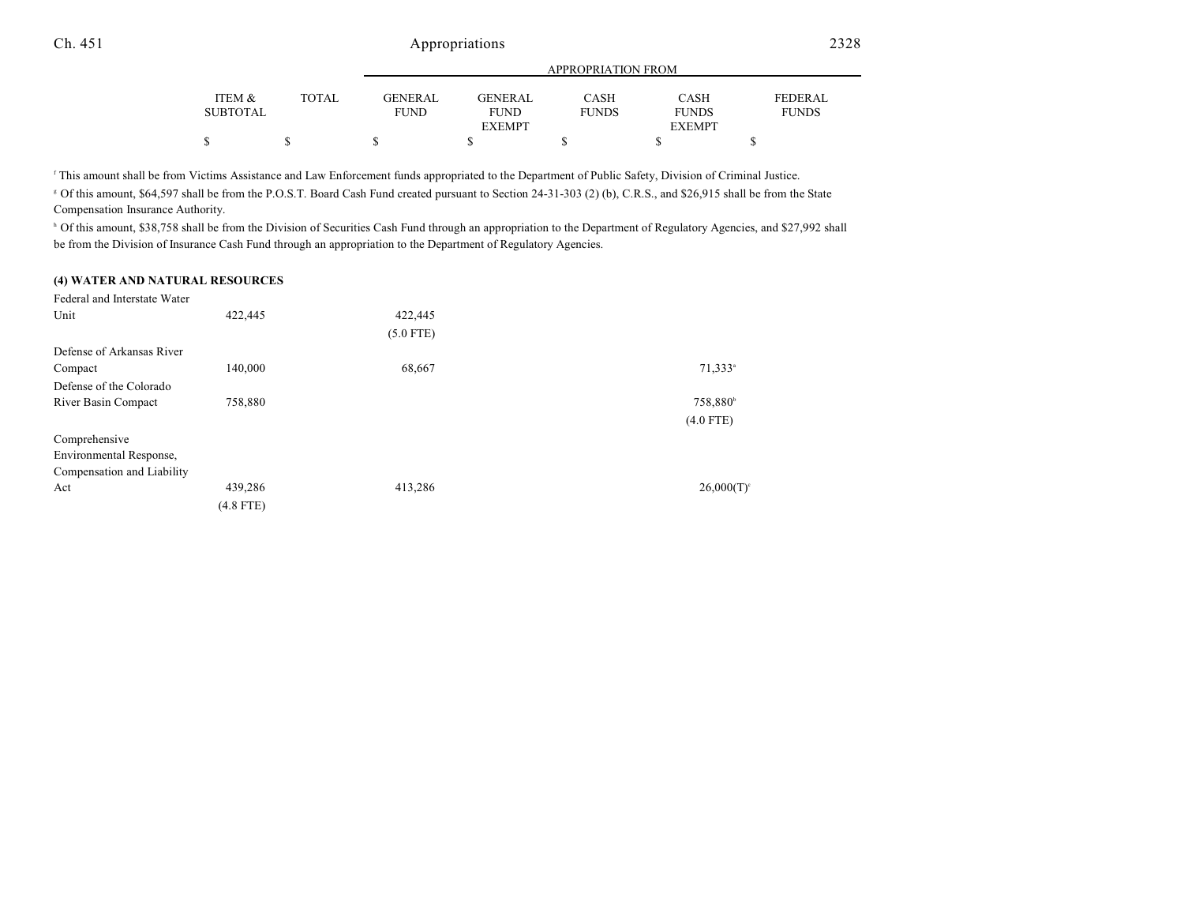| | ITEM & SUBTOTAL | TOTAL | GENERAL FUND | GENERAL FUND EXEMPT | CASH FUNDS | CASH FUNDS EXEMPT | FEDERAL FUNDS |
|---|---|---|---|---|---|---|---|
| | $ | $ | $ | $ | $ | $ | $ |

[f] This amount shall be from Victims Assistance and Law Enforcement funds appropriated to the Department of Public Safety, Division of Criminal Justice.

[g] Of this amount, $64,597 shall be from the P.O.S.T. Board Cash Fund created pursuant to Section 24-31-303 (2) (b), C.R.S., and $26,915 shall be from the State Compensation Insurance Authority.

[h] Of this amount, $38,758 shall be from the Division of Securities Cash Fund through an appropriation to the Department of Regulatory Agencies, and $27,992 shall be from the Division of Insurance Cash Fund through an appropriation to the Department of Regulatory Agencies.

**(4) WATER AND NATURAL RESOURCES**

| | ITEM & SUBTOTAL | TOTAL | GENERAL FUND | GENERAL FUND EXEMPT | CASH FUNDS | CASH FUNDS EXEMPT | FEDERAL FUNDS |
|---|---|---|---|---|---|---|---|
| Federal and Interstate Water Unit | 422,445 | | 422,445 (5.0 FTE) | | | | |
| Defense of Arkansas River Compact | 140,000 | | 68,667 | | | 71,333[a] | |
| Defense of the Colorado River Basin Compact | 758,880 | | | | | 758,880[b] (4.0 FTE) | |
| Comprehensive Environmental Response, Compensation and Liability Act | 439,286 (4.8 FTE) | | 413,286 | | | 26,000(T)[c] | |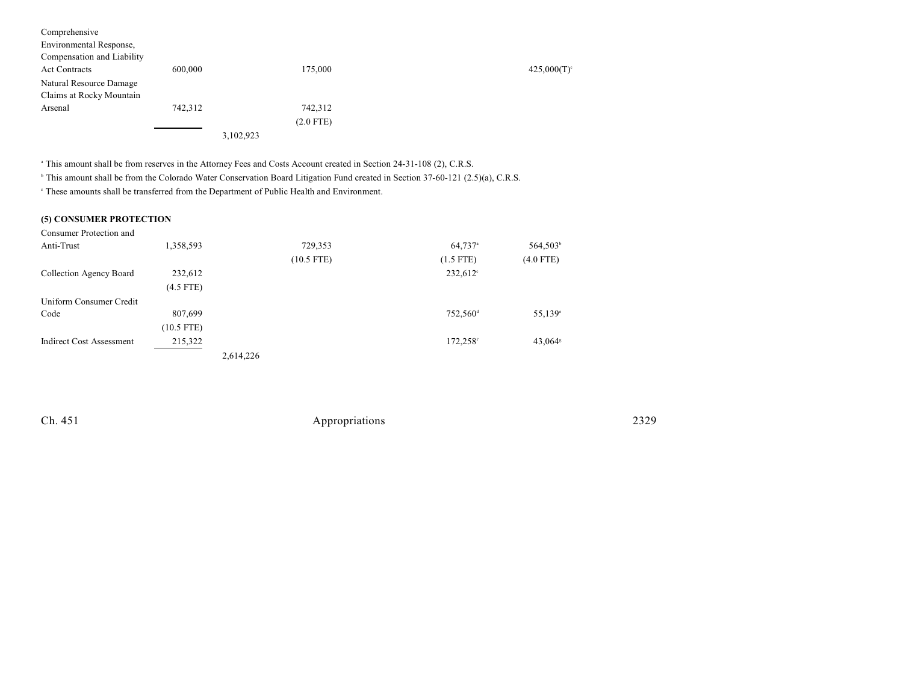| | | | | | | |
|---|---|---|---|---|---|---|
| Comprehensive Environmental Response, Compensation and Liability Act Contracts | 600,000 | | 175,000 | | | 425,000(T)[c] |
| Natural Resource Damage Claims at Rocky Mountain Arsenal | 742,312 | | 742,312 | | | |
| | | | (2.0 FTE) | | | |
| | | 3,102,923 | | | | |

[a] This amount shall be from reserves in the Attorney Fees and Costs Account created in Section 24-31-108 (2), C.R.S.

[b] This amount shall be from the Colorado Water Conservation Board Litigation Fund created in Section 37-60-121 (2.5)(a), C.R.S.

[c] These amounts shall be transferred from the Department of Public Health and Environment.

**(5) CONSUMER PROTECTION**

| | | | | | |
|---|---|---|---|---|---|
| Consumer Protection and Anti-Trust | 1,358,593 | | 729,353 | 64,737[a] | 564,503[b] |
| | | | (10.5 FTE) | (1.5 FTE) | (4.0 FTE) |
| Collection Agency Board | 232,612 | | | 232,612[c] | |
| | (4.5 FTE) | | | | |
| Uniform Consumer Credit Code | 807,699 | | | 752,560[d] | 55,139[e] |
| | (10.5 FTE) | | | | |
| Indirect Cost Assessment | 215,322 | | | 172,258[f] | 43,064[g] |
| | | 2,614,226 | | | |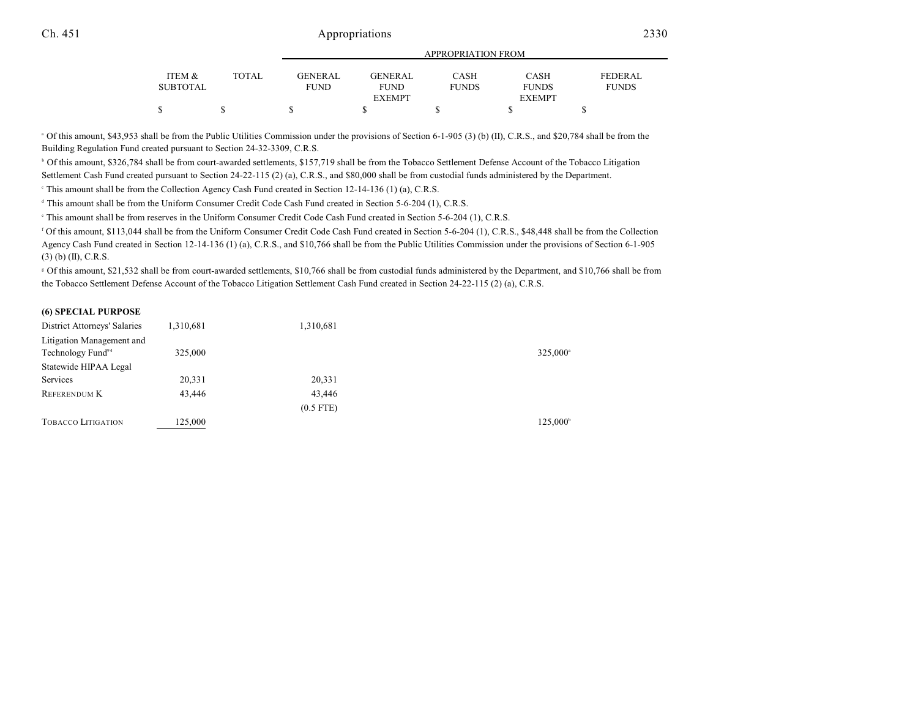| | ITEM & SUBTOTAL | TOTAL | GENERAL FUND | GENERAL FUND EXEMPT | CASH FUNDS | CASH FUNDS EXEMPT | FEDERAL FUNDS |
|---|---|---|---|---|---|---|---|
| | $ | $ | $ | $ | $ | $ | $ |

[a] Of this amount, $43,953 shall be from the Public Utilities Commission under the provisions of Section 6-1-905 (3) (b) (II), C.R.S., and $20,784 shall be from the Building Regulation Fund created pursuant to Section 24-32-3309, C.R.S.

[b] Of this amount, $326,784 shall be from court-awarded settlements, $157,719 shall be from the Tobacco Settlement Defense Account of the Tobacco Litigation Settlement Cash Fund created pursuant to Section 24-22-115 (2) (a), C.R.S., and $80,000 shall be from custodial funds administered by the Department.

[c] This amount shall be from the Collection Agency Cash Fund created in Section 12-14-136 (1) (a), C.R.S.

[d] This amount shall be from the Uniform Consumer Credit Code Cash Fund created in Section 5-6-204 (1), C.R.S.

[e] This amount shall be from reserves in the Uniform Consumer Credit Code Cash Fund created in Section 5-6-204 (1), C.R.S.

[f] Of this amount, $113,044 shall be from the Uniform Consumer Credit Code Cash Fund created in Section 5-6-204 (1), C.R.S., $48,448 shall be from the Collection Agency Cash Fund created in Section 12-14-136 (1) (a), C.R.S., and $10,766 shall be from the Public Utilities Commission under the provisions of Section 6-1-905 (3) (b) (II), C.R.S.

[g] Of this amount, $21,532 shall be from court-awarded settlements, $10,766 shall be from custodial funds administered by the Department, and $10,766 shall be from the Tobacco Settlement Defense Account of the Tobacco Litigation Settlement Cash Fund created in Section 24-22-115 (2) (a), C.R.S.

**(6) SPECIAL PURPOSE**

| | ITEM & SUBTOTAL | TOTAL | GENERAL FUND | GENERAL FUND EXEMPT | CASH FUNDS | CASH FUNDS EXEMPT | FEDERAL FUNDS |
|---|---|---|---|---|---|---|---|
| District Attorneys' Salaries | 1,310,681 | | 1,310,681 | | | | |
| Litigation Management and Technology Fund[94] | 325,000 | | | | | 325,000[a] | |
| Statewide HIPAA Legal Services | 20,331 | | 20,331 | | | | |
| Referendum K | 43,446 | | 43,446 | | | | |
| | | | (0.5 FTE) | | | | |
| Tobacco Litigation | 125,000 | | | | | 125,000[b] | |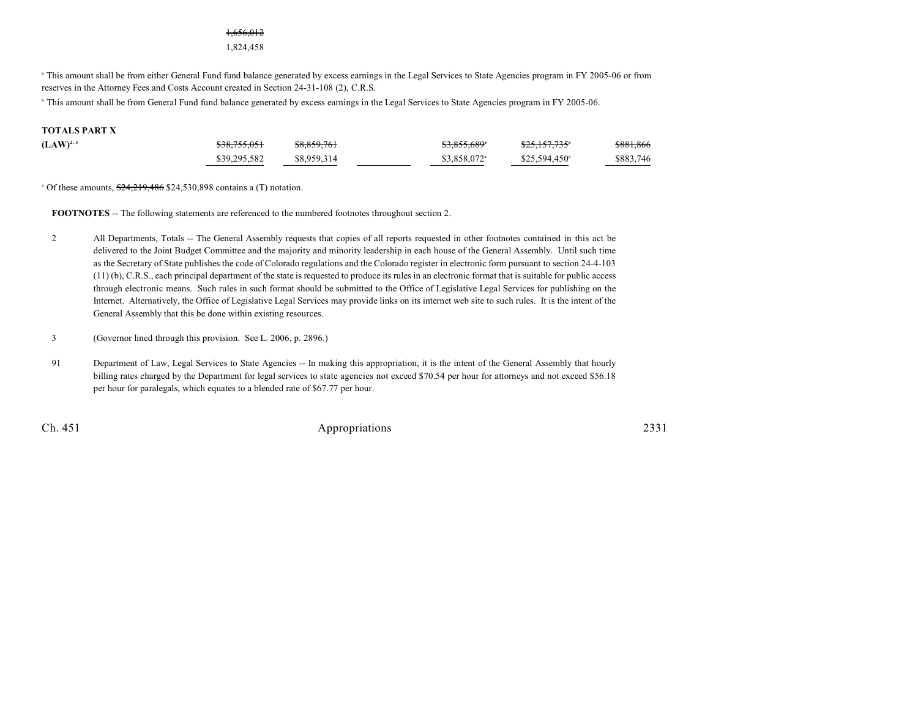~~1,656,012~~
1,824,458

[a] This amount shall be from either General Fund fund balance generated by excess earnings in the Legal Services to State Agencies program in FY 2005-06 or from reserves in the Attorney Fees and Costs Account created in Section 24-31-108 (2), C.R.S.

[b] This amount shall be from General Fund fund balance generated by excess earnings in the Legal Services to State Agencies program in FY 2005-06.

| | | | | | | |
|---|---|---|---|---|---|---|
| **TOTALS PART X** | | | | | | |
| **(LAW)**[2, 3] | ~~$38,755,051~~ | ~~$8,859,761~~ | | ~~$3,855,689~~[a] | ~~$25,157,735~~[a] | ~~$881,866~~ |
| | $39,295,582 | $8,959,314 | | $3,858,072[a] | $25,594,450[a] | $883,746 |

[a] Of these amounts, ~~$24,219,486~~ $24,530,898 contains a (T) notation.

**FOOTNOTES** -- The following statements are referenced to the numbered footnotes throughout section 2.

2 All Departments, Totals -- The General Assembly requests that copies of all reports requested in other footnotes contained in this act be delivered to the Joint Budget Committee and the majority and minority leadership in each house of the General Assembly. Until such time as the Secretary of State publishes the code of Colorado regulations and the Colorado register in electronic form pursuant to section 24-4-103 (11) (b), C.R.S., each principal department of the state is requested to produce its rules in an electronic format that is suitable for public access through electronic means. Such rules in such format should be submitted to the Office of Legislative Legal Services for publishing on the Internet. Alternatively, the Office of Legislative Legal Services may provide links on its internet web site to such rules. It is the intent of the General Assembly that this be done within existing resources.

3 (Governor lined through this provision. See L. 2006, p. 2896.)

91 Department of Law, Legal Services to State Agencies -- In making this appropriation, it is the intent of the General Assembly that hourly billing rates charged by the Department for legal services to state agencies not exceed $70.54 per hour for attorneys and not exceed $56.18 per hour for paralegals, which equates to a blended rate of $67.77 per hour.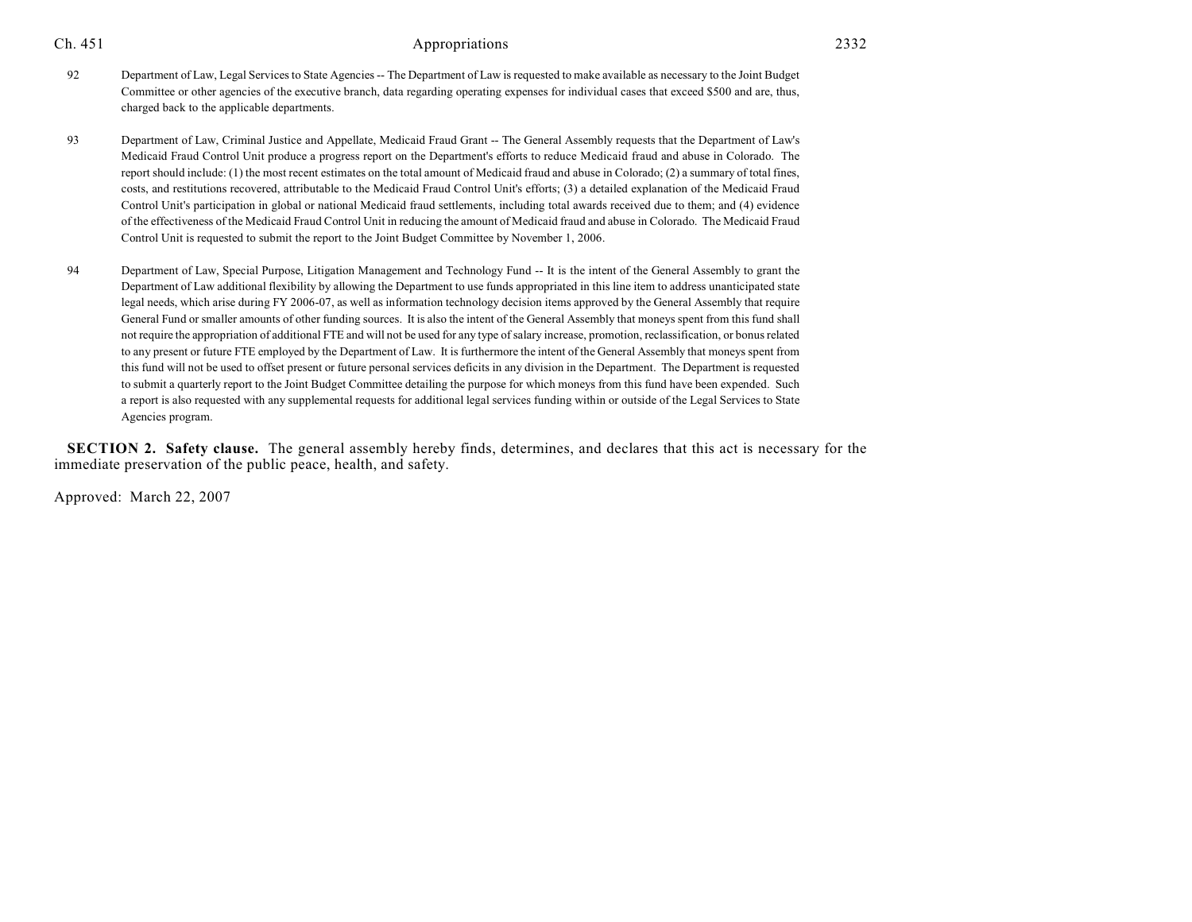92 Department of Law, Legal Services to State Agencies -- The Department of Law is requested to make available as necessary to the Joint Budget Committee or other agencies of the executive branch, data regarding operating expenses for individual cases that exceed $500 and are, thus, charged back to the applicable departments.

93 Department of Law, Criminal Justice and Appellate, Medicaid Fraud Grant -- The General Assembly requests that the Department of Law's Medicaid Fraud Control Unit produce a progress report on the Department's efforts to reduce Medicaid fraud and abuse in Colorado. The report should include: (1) the most recent estimates on the total amount of Medicaid fraud and abuse in Colorado; (2) a summary of total fines, costs, and restitutions recovered, attributable to the Medicaid Fraud Control Unit's efforts; (3) a detailed explanation of the Medicaid Fraud Control Unit's participation in global or national Medicaid fraud settlements, including total awards received due to them; and (4) evidence of the effectiveness of the Medicaid Fraud Control Unit in reducing the amount of Medicaid fraud and abuse in Colorado. The Medicaid Fraud Control Unit is requested to submit the report to the Joint Budget Committee by November 1, 2006.

94 Department of Law, Special Purpose, Litigation Management and Technology Fund -- It is the intent of the General Assembly to grant the Department of Law additional flexibility by allowing the Department to use funds appropriated in this line item to address unanticipated state legal needs, which arise during FY 2006-07, as well as information technology decision items approved by the General Assembly that require General Fund or smaller amounts of other funding sources. It is also the intent of the General Assembly that moneys spent from this fund shall not require the appropriation of additional FTE and will not be used for any type of salary increase, promotion, reclassification, or bonus related to any present or future FTE employed by the Department of Law. It is furthermore the intent of the General Assembly that moneys spent from this fund will not be used to offset present or future personal services deficits in any division in the Department. The Department is requested to submit a quarterly report to the Joint Budget Committee detailing the purpose for which moneys from this fund have been expended. Such a report is also requested with any supplemental requests for additional legal services funding within or outside of the Legal Services to State Agencies program.

**SECTION 2. Safety clause.** The general assembly hereby finds, determines, and declares that this act is necessary for the immediate preservation of the public peace, health, and safety.

Approved: March 22, 2007